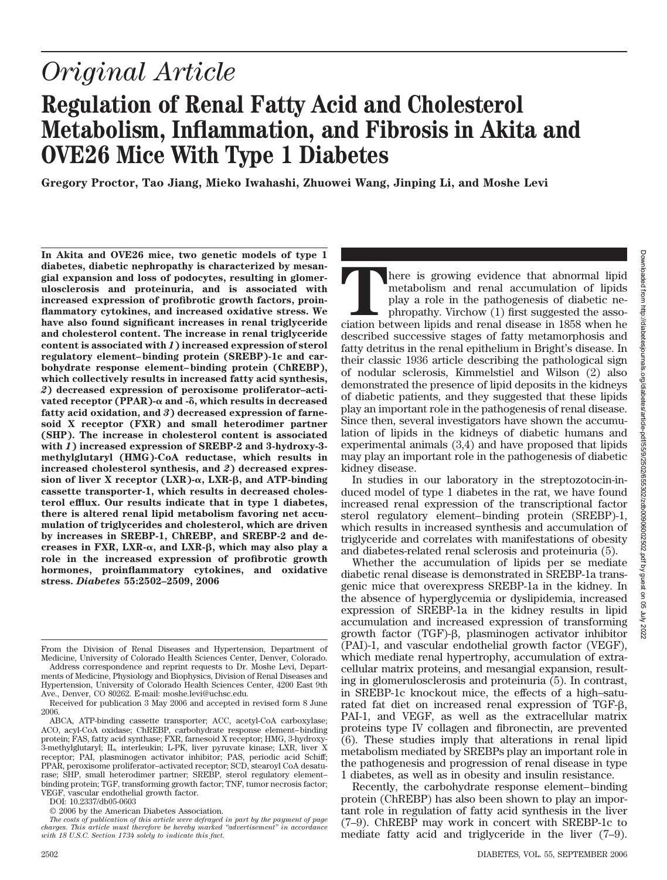*Original Article*

# Regulation of Renal Fatty Acid and Cholesterol Metabolism, Inflammation, and Fibrosis in Akita and OVE26 Mice With Type 1 Diabetes

**Gregory Proctor, Tao Jiang, Mieko Iwahashi, Zhuowei Wang, Jinping Li, and Moshe Levi**

**In Akita and OVE26 mice, two genetic models of type 1 diabetes, diabetic nephropathy is characterized by mesangial expansion and loss of podocytes, resulting in glomerulosclerosis and proteinuria, and is associated with increased expression of profibrotic growth factors, proinflammatory cytokines, and increased oxidative stress. We have also found significant increases in renal triglyceride and cholesterol content. The increase in renal triglyceride content is associated with *1*) increased expression of sterol regulatory element–binding protein (SREBP)-1c and carbohydrate response element–binding protein (ChREBP), which collectively results in increased fatty acid synthesis, *2*) decreased expression of peroxisome proliferator–activated receptor (PPAR)-α and -δ, which results in decreased fatty acid oxidation, and *3*) decreased expression of farnesoid X receptor (FXR) and small heterodimer partner (SHP). The increase in cholesterol content is associated with *1*) increased expression of SREBP-2 and 3-hydroxy-3-methylglutaryl (HMG)-CoA reductase, which results in increased cholesterol synthesis, and *2*) decreased expression of liver X receptor (LXR)-α, LXR-β, and ATP-binding cassette transporter-1, which results in decreased cholesterol efflux. Our results indicate that in type 1 diabetes, there is altered renal lipid metabolism favoring net accumulation of triglycerides and cholesterol, which are driven by increases in SREBP-1, ChREBP, and SREBP-2 and decreases in FXR, LXR-α, and LXR-β, which may also play a role in the increased expression of profibrotic growth hormones, proinflammatory cytokines, and oxidative stress. *Diabetes* 55:2502–2509, 2006**

From the Division of Renal Diseases and Hypertension, Department of Medicine, University of Colorado Health Sciences Center, Denver, Colorado.

Address correspondence and reprint requests to Dr. Moshe Levi, Departments of Medicine, Physiology and Biophysics, Division of Renal Diseases and Hypertension, University of Colorado Health Sciences Center, 4200 East 9th Ave., Denver, CO 80262. E-mail: moshe.levi@uchsc.edu.

Received for publication 3 May 2006 and accepted in revised form 8 June 2006.

ABCA, ATP-binding cassette transporter; ACC, acetyl-CoA carboxylase; ACO, acyl-CoA oxidase; ChREBP, carbohydrate response element–binding protein; FAS, fatty acid synthase; FXR, farnesoid X receptor; HMG, 3-hydroxy-3-methylglutaryl; IL, interleukin; L-PK, liver pyruvate kinase; LXR, liver X receptor; PAI, plasminogen activator inhibitor; PAS, periodic acid Schiff; PPAR, peroxisome proliferator–activated receptor; SCD, stearoyl CoA desaturase; SHP, small heterodimer partner; SREBP, sterol regulatory element–binding protein; TGF, transforming growth factor; TNF, tumor necrosis factor; VEGF, vascular endothelial growth factor.

DOI: 10.2337/db05-0603

© 2006 by the American Diabetes Association.

*The costs of publication of this article were defrayed in part by the payment of page charges. This article must therefore be hereby marked "advertisement" in accordance with 18 U.S.C. Section 1734 solely to indicate this fact.*

There is growing evidence that abnormal lipid metabolism and renal accumulation of lipids play a role in the pathogenesis of diabetic nephropathy. Virchow (1) first suggested the association between lipids and renal disease in 1858 when he described successive stages of fatty metamorphosis and fatty detritus in the renal epithelium in Bright's disease. In their classic 1936 article describing the pathological sign of nodular sclerosis, Kimmelstiel and Wilson (2) also demonstrated the presence of lipid deposits in the kidneys of diabetic patients, and they suggested that these lipids play an important role in the pathogenesis of renal disease. Since then, several investigators have shown the accumulation of lipids in the kidneys of diabetic humans and experimental animals (3,4) and have proposed that lipids may play an important role in the pathogenesis of diabetic kidney disease.

In studies in our laboratory in the streptozotocin-induced model of type 1 diabetes in the rat, we have found increased renal expression of the transcriptional factor sterol regulatory element–binding protein (SREBP)-1, which results in increased synthesis and accumulation of triglyceride and correlates with manifestations of obesity and diabetes-related renal sclerosis and proteinuria (5).

Whether the accumulation of lipids per se mediate diabetic renal disease is demonstrated in SREBP-1a transgenic mice that overexpress SREBP-1a in the kidney. In the absence of hyperglycemia or dyslipidemia, increased expression of SREBP-1a in the kidney results in lipid accumulation and increased expression of transforming growth factor (TGF)-β, plasminogen activator inhibitor (PAI)-1, and vascular endothelial growth factor (VEGF), which mediate renal hypertrophy, accumulation of extracellular matrix proteins, and mesangial expansion, resulting in glomerulosclerosis and proteinuria (5). In contrast, in SREBP-1c knockout mice, the effects of a high–saturated fat diet on increased renal expression of TGF-β, PAI-1, and VEGF, as well as the extracellular matrix proteins type IV collagen and fibronectin, are prevented (6). These studies imply that alterations in renal lipid metabolism mediated by SREBPs play an important role in the pathogenesis and progression of renal disease in type 1 diabetes, as well as in obesity and insulin resistance.

Recently, the carbohydrate response element–binding protein (ChREBP) has also been shown to play an important role in regulation of fatty acid synthesis in the liver (7–9). ChREBP may work in concert with SREBP-1c to mediate fatty acid and triglyceride in the liver (7–9).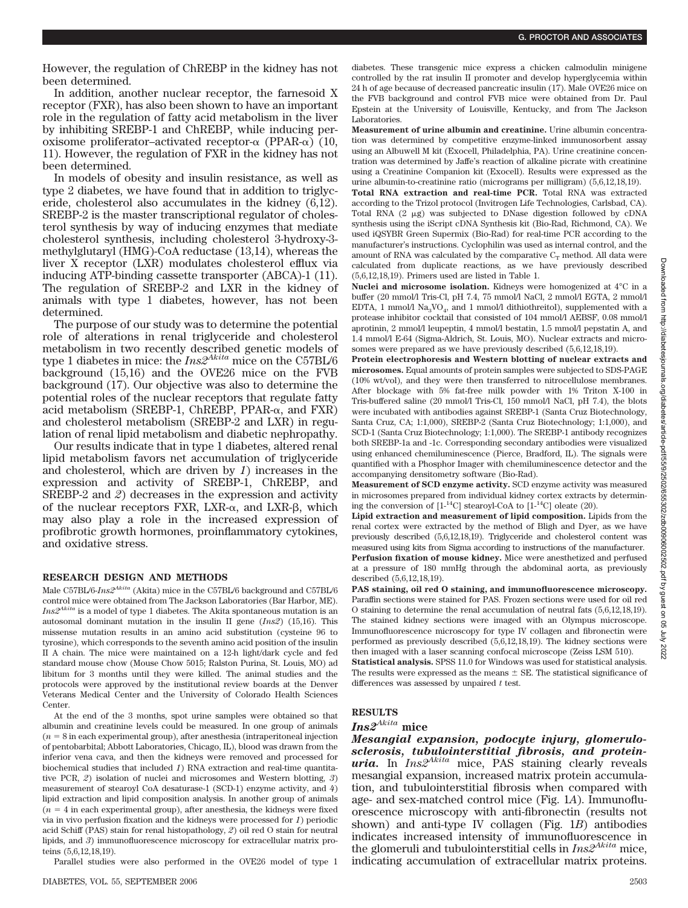However, the regulation of ChREBP in the kidney has not been determined.

In addition, another nuclear receptor, the farnesoid X receptor (FXR), has also been shown to have an important role in the regulation of fatty acid metabolism in the liver by inhibiting SREBP-1 and ChREBP, while inducing peroxisome proliferator–activated receptor-α (PPAR-α) (10, 11). However, the regulation of FXR in the kidney has not been determined.

In models of obesity and insulin resistance, as well as type 2 diabetes, we have found that in addition to triglyceride, cholesterol also accumulates in the kidney (6,12). SREBP-2 is the master transcriptional regulator of cholesterol synthesis by way of inducing enzymes that mediate cholesterol synthesis, including cholesterol 3-hydroxy-3-methylglutaryl (HMG)-CoA reductase (13,14), whereas the liver X receptor (LXR) modulates cholesterol efflux via inducing ATP-binding cassette transporter (ABCA)-1 (11). The regulation of SREBP-2 and LXR in the kidney of animals with type 1 diabetes, however, has not been determined.

The purpose of our study was to determine the potential role of alterations in renal triglyceride and cholesterol metabolism in two recently described genetic models of type 1 diabetes in mice: the *Ins2*[*Akita*] mice on the C57BL/6 background (15,16) and the OVE26 mice on the FVB background (17). Our objective was also to determine the potential roles of the nuclear receptors that regulate fatty acid metabolism (SREBP-1, ChREBP, PPAR-α, and FXR) and cholesterol metabolism (SREBP-2 and LXR) in regulation of renal lipid metabolism and diabetic nephropathy.

Our results indicate that in type 1 diabetes, altered renal lipid metabolism favors net accumulation of triglyceride and cholesterol, which are driven by *1*) increases in the expression and activity of SREBP-1, ChREBP, and SREBP-2 and *2*) decreases in the expression and activity of the nuclear receptors FXR, LXR-α, and LXR-β, which may also play a role in the increased expression of profibrotic growth hormones, proinflammatory cytokines, and oxidative stress.

## RESEARCH DESIGN AND METHODS

Male C57BL/6-*Ins2*[*Akita*] (Akita) mice in the C57BL/6 background and C57BL/6 control mice were obtained from The Jackson Laboratories (Bar Harbor, ME). *Ins2*[*Akita*] is a model of type 1 diabetes. The Akita spontaneous mutation is an autosomal dominant mutation in the insulin II gene (*Ins2*) (15,16). This missense mutation results in an amino acid substitution (cysteine 96 to tyrosine), which corresponds to the seventh amino acid position of the insulin II A chain. The mice were maintained on a 12-h light/dark cycle and fed standard mouse chow (Mouse Chow 5015; Ralston Purina, St. Louis, MO) ad libitum for 3 months until they were killed. The animal studies and the protocols were approved by the institutional review boards at the Denver Veterans Medical Center and the University of Colorado Health Sciences Center.

At the end of the 3 months, spot urine samples were obtained so that albumin and creatinine levels could be measured. In one group of animals ($n = 8$ in each experimental group), after anesthesia (intraperitoneal injection of pentobarbital; Abbott Laboratories, Chicago, IL), blood was drawn from the inferior vena cava, and then the kidneys were removed and processed for biochemical studies that included *1*) RNA extraction and real-time quantitative PCR, *2*) isolation of nuclei and microsomes and Western blotting, *3*) measurement of stearoyl CoA desaturase-1 (SCD-1) enzyme activity, and *4*) lipid extraction and lipid composition analysis. In another group of animals ($n = 4$ in each experimental group), after anesthesia, the kidneys were fixed via in vivo perfusion fixation and the kidneys were processed for *1*) periodic acid Schiff (PAS) stain for renal histopathology, *2*) oil red O stain for neutral lipids, and *3*) immunofluorescence microscopy for extracellular matrix proteins (5,6,12,18,19).

Parallel studies were also performed in the OVE26 model of type 1 diabetes. These transgenic mice express a chicken calmodulin minigene controlled by the rat insulin II promoter and develop hyperglycemia within 24 h of age because of decreased pancreatic insulin (17). Male OVE26 mice on the FVB background and control FVB mice were obtained from Dr. Paul Epstein at the University of Louisville, Kentucky, and from The Jackson Laboratories.

**Measurement of urine albumin and creatinine.** Urine albumin concentration was determined by competitive enzyme-linked immunosorbent assay using an Albuwell M kit (Exocell, Philadelphia, PA). Urine creatinine concentration was determined by Jaffe's reaction of alkaline picrate with creatinine using a Creatinine Companion kit (Exocell). Results were expressed as the urine albumin-to-creatinine ratio (micrograms per milligram) (5,6,12,18,19).

**Total RNA extraction and real-time PCR.** Total RNA was extracted according to the Trizol protocol (Invitrogen Life Technologies, Carlsbad, CA). Total RNA (2 μg) was subjected to DNase digestion followed by cDNA synthesis using the iScript cDNA Synthesis kit (Bio-Rad, Richmond, CA). We used iQSYBR Green Supermix (Bio-Rad) for real-time PCR according to the manufacturer's instructions. Cyclophilin was used as internal control, and the amount of RNA was calculated by the comparative $C_T$ method. All data were calculated from duplicate reactions, as we have previously described (5,6,12,18,19). Primers used are listed in Table 1.

**Nuclei and microsome isolation.** Kidneys were homogenized at 4°C in a buffer (20 mmol/l Tris-Cl, pH 7.4, 75 mmol/l NaCl, 2 mmol/l EGTA, 2 mmol/l EDTA, 1 mmol/l $Na_3VO_4$, and 1 mmol/l dithiothreitol), supplemented with a protease inhibitor cocktail that consisted of 104 mmol/l AEBSF, 0.08 mmol/l aprotinin, 2 mmol/l leupeptin, 4 mmol/l bestatin, 1.5 mmol/l pepstatin A, and 1.4 mmol/l E-64 (Sigma-Aldrich, St. Louis, MO). Nuclear extracts and microsomes were prepared as we have previously described (5,6,12,18,19).

**Protein electrophoresis and Western blotting of nuclear extracts and microsomes.** Equal amounts of protein samples were subjected to SDS-PAGE (10% wt/vol), and they were then transferred to nitrocellulose membranes. After blockage with 5% fat-free milk powder with 1% Triton X-100 in Tris-buffered saline (20 mmol/l Tris-Cl, 150 mmol/l NaCl, pH 7.4), the blots were incubated with antibodies against SREBP-1 (Santa Cruz Biotechnology, Santa Cruz, CA; 1:1,000), SREBP-2 (Santa Cruz Biotechnology; 1:1,000), and SCD-1 (Santa Cruz Biotechnology; 1:1,000). The SREBP-1 antibody recognizes both SREBP-1a and -1c. Corresponding secondary antibodies were visualized using enhanced chemiluminescence (Pierce, Bradford, IL). The signals were quantified with a Phosphor Imager with chemiluminescence detector and the accompanying densitometry software (Bio-Rad).

**Measurement of SCD enzyme activity.** SCD enzyme activity was measured in microsomes prepared from individual kidney cortex extracts by determining the conversion of [$1\text{-}^{14}C$] stearoyl-CoA to [$1\text{-}^{14}C$] oleate (20).

**Lipid extraction and measurement of lipid composition.** Lipids from the renal cortex were extracted by the method of Bligh and Dyer, as we have previously described (5,6,12,18,19). Triglyceride and cholesterol content was measured using kits from Sigma according to instructions of the manufacturer.

**Perfusion fixation of mouse kidney.** Mice were anesthetized and perfused at a pressure of 180 mmHg through the abdominal aorta, as previously described (5,6,12,18,19).

**PAS staining, oil red O staining, and immunofluorescence microscopy.** Paraffin sections were stained for PAS. Frozen sections were used for oil red O staining to determine the renal accumulation of neutral fats (5,6,12,18,19). The stained kidney sections were imaged with an Olympus microscope. Immunofluorescence microscopy for type IV collagen and fibronectin were performed as previously described (5,6,12,18,19). The kidney sections were then imaged with a laser scanning confocal microscope (Zeiss LSM 510).

**Statistical analysis.** SPSS 11.0 for Windows was used for statistical analysis. The results were expressed as the means ± SE. The statistical significance of differences was assessed by unpaired *t* test.

## RESULTS

### *Ins2*[*Akita*] mice

***Mesangial expansion, podocyte injury, glomerulosclerosis, tubulointerstitial fibrosis, and proteinuria.*** In *Ins2*[*Akita*] mice, PAS staining clearly reveals mesangial expansion, increased matrix protein accumulation, and tubulointerstitial fibrosis when compared with age- and sex-matched control mice (Fig. 1*A*). Immunofluorescence microscopy with anti-fibronectin (results not shown) and anti-type IV collagen (Fig. 1*B*) antibodies indicates increased intensity of immunofluorescence in the glomeruli and tubulointerstitial cells in *Ins2*[*Akita*] mice, indicating accumulation of extracellular matrix proteins.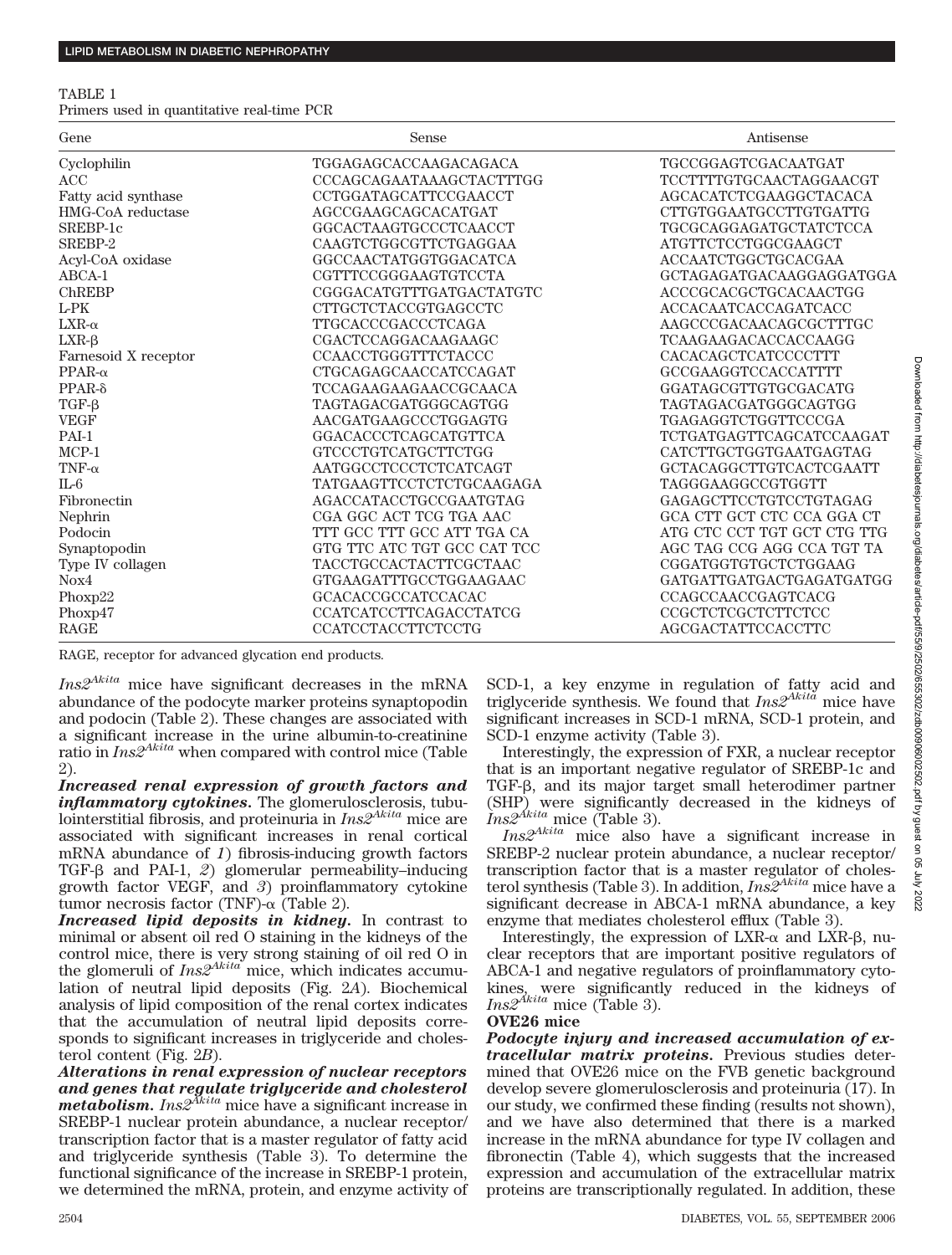TABLE 1
Primers used in quantitative real-time PCR

| Gene | Sense | Antisense |
|---|---|---|
| Cyclophilin | TGGAGAGCACCAAGACAGACA | TGCCGGAGTCGACAATGAT |
| ACC | CCCAGCAGAATAAAGCTACTTTGG | TCCTTTTGTGCAACTAGGAACGT |
| Fatty acid synthase | CCTGGATAGCATTCCGAACCT | AGCACATCTCGAAGGCTACACA |
| HMG-CoA reductase | AGCCGAAGCAGCACATGAT | CTTGTGGAATGCCTTGTGATTG |
| SREBP-1c | GGCACTAAGTGCCCTCAACCT | TGCGCAGGAGATGCTATCTCCA |
| SREBP-2 | CAAGTCTGGCGTTCTGAGGAA | ATGTTCTCCTGGCGAAGCT |
| Acyl-CoA oxidase | GGCCAACTATGGTGGACATCA | ACCAATCTGGCTGCACGAA |
| ABCA-1 | CGTTTCCGGGAAGTGTCCTA | GCTAGAGATGACAAGGAGGATGGA |
| ChREBP | CGGGACATGTTTGATGACTATGTC | ACCCGCACGCTGCACAACTGG |
| L-PK | CTTGCTCTACCGTGAGCCTC | ACCACAATCACCAGATCACC |
| LXR-α | TTGCACCCGACCCTCAGA | AAGCCCGACAACAGCGCTTTGC |
| LXR-β | CGACTCCAGGACAAGAAGC | TCAAGAAGACACCACCAAGG |
| Farnesoid X receptor | CCAACCTGGGTTTCTACCC | CACACAGCTCATCCCCTTT |
| PPAR-α | CTGCAGAGCAACCATCCAGAT | GCCGAAGGTCCACCATTTT |
| PPAR-δ | TCCAGAAGAAGAACCGCAACA | GGATAGCGTTGTGCGACATG |
| TGF-β | TAGTAGACGATGGGCAGTGG | TAGTAGACGATGGGCAGTGG |
| VEGF | AACGATGAAGCCCTGGAGTG | TGAGAGGTCTGGTTCCCGA |
| PAI-1 | GGACACCCTCAGCATGTTCA | TCTGATGAGTTCAGCATCCAAGAT |
| MCP-1 | GTCCCTGTCATGCTTCTGG | CATCTTGCTGGTGAATGAGTAG |
| TNF-α | AATGGCCTCCCTCTCATCAGT | GCTACAGGCTTGTCACTCGAATT |
| IL-6 | TATGAAGTTCCTCTCTGCAAGAGA | TAGGGAAGGCCGTGGTT |
| Fibronectin | AGACCATACCTGCCGAATGTAG | GAGAGCTTCCTGTCCTGTAGAG |
| Nephrin | CGA GGC ACT TCG TGA AAC | GCA CTT GCT CTC CCA GGA CT |
| Podocin | TTT GCC TTT GCC ATT TGA CA | ATG CTC CCT TGT GCT CTG TTG |
| Synaptopodin | GTG TTC ATC TGT GCC CAT TCC | AGC TAG CCG AGG CCA TGT TA |
| Type IV collagen | TACCTGCCACTACTTCGCTAAC | CGGATGGTGTGCTCTGGAAG |
| Nox4 | GTGAAGATTTGCCTGGAAGAAC | GATGATTGATGACTGAGATGATGG |
| Phoxp22 | GCACACCGCCATCCACAC | CCAGCCAACCGAGTCACG |
| Phoxp47 | CCATCATCCTTCAGACCTATCG | CCGCTCTCGCTCTTCTCC |
| RAGE | CCATCCTACCTTCTCCTG | AGCGACTATTCCACCTTC |

RAGE, receptor for advanced glycation end products.

*Ins2*$^{Akita}$ mice have significant decreases in the mRNA abundance of the podocyte marker proteins synaptopodin and podocin (Table 2). These changes are associated with a significant increase in the urine albumin-to-creatinine ratio in *Ins2*$^{Akita}$ when compared with control mice (Table 2).

***Increased renal expression of growth factors and inflammatory cytokines.*** The glomerulosclerosis, tubulointerstitial fibrosis, and proteinuria in *Ins2*$^{Akita}$ mice are associated with significant increases in renal cortical mRNA abundance of *1*) fibrosis-inducing growth factors TGF-β and PAI-1, *2*) glomerular permeability–inducing growth factor VEGF, and *3*) proinflammatory cytokine tumor necrosis factor (TNF)-α (Table 2).

***Increased lipid deposits in kidney.*** In contrast to minimal or absent oil red O staining in the kidneys of the control mice, there is very strong staining of oil red O in the glomeruli of *Ins2*$^{Akita}$ mice, which indicates accumulation of neutral lipid deposits (Fig. 2*A*). Biochemical analysis of lipid composition of the renal cortex indicates that the accumulation of neutral lipid deposits corresponds to significant increases in triglyceride and cholesterol content (Fig. 2*B*).

***Alterations in renal expression of nuclear receptors and genes that regulate triglyceride and cholesterol metabolism.*** *Ins2*$^{Akita}$ mice have a significant increase in SREBP-1 nuclear protein abundance, a nuclear receptor/transcription factor that is a master regulator of fatty acid and triglyceride synthesis (Table 3). To determine the functional significance of the increase in SREBP-1 protein, we determined the mRNA, protein, and enzyme activity of SCD-1, a key enzyme in regulation of fatty acid and triglyceride synthesis. We found that *Ins2*$^{Akita}$ mice have significant increases in SCD-1 mRNA, SCD-1 protein, and SCD-1 enzyme activity (Table 3).

Interestingly, the expression of FXR, a nuclear receptor that is an important negative regulator of SREBP-1c and TGF-β, and its major target small heterodimer partner (SHP) were significantly decreased in the kidneys of *Ins2*$^{Akita}$ mice (Table 3).

*Ins2*$^{Akita}$ mice also have a significant increase in SREBP-2 nuclear protein abundance, a nuclear receptor/transcription factor that is a master regulator of cholesterol synthesis (Table 3). In addition, *Ins2*$^{Akita}$ mice have a significant decrease in ABCA-1 mRNA abundance, a key enzyme that mediates cholesterol efflux (Table 3).

Interestingly, the expression of LXR-α and LXR-β, nuclear receptors that are important positive regulators of ABCA-1 and negative regulators of proinflammatory cytokines, were significantly reduced in the kidneys of *Ins2*$^{Akita}$ mice (Table 3).

**OVE26 mice**

***Podocyte injury and increased accumulation of extracellular matrix proteins.*** Previous studies determined that OVE26 mice on the FVB genetic background develop severe glomerulosclerosis and proteinuria (17). In our study, we confirmed these finding (results not shown), and we have also determined that there is a marked increase in the mRNA abundance for type IV collagen and fibronectin (Table 4), which suggests that the increased expression and accumulation of the extracellular matrix proteins are transcriptionally regulated. In addition, these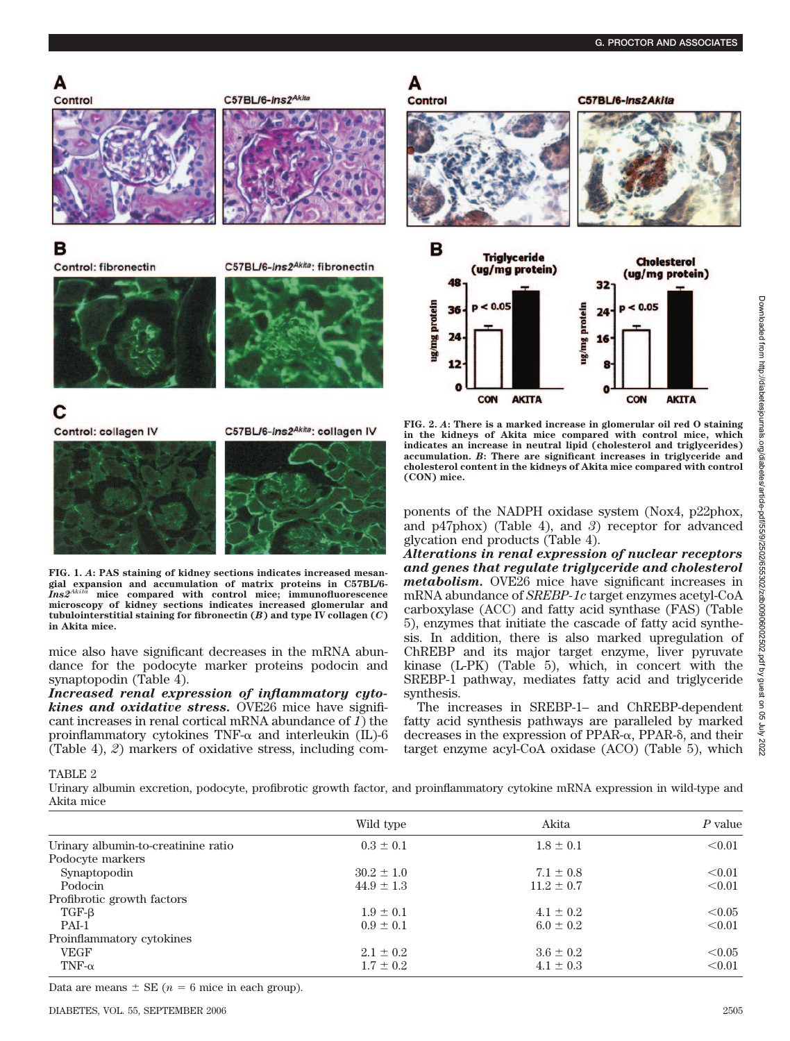FIG. 1. *A*: PAS staining of kidney sections indicates increased mesangial expansion and accumulation of matrix proteins in C57BL/6-*Ins2*[Akita] mice compared with control mice; immunofluorescence microscopy of kidney sections indicates increased glomerular and tubulointerstitial staining for fibronectin (*B*) and type IV collagen (*C*) in Akita mice.

FIG. 2. *A*: There is a marked increase in glomerular oil red O staining in the kidneys of Akita mice compared with control mice, which indicates an increase in neutral lipid (cholesterol and triglycerides) accumulation. *B*: There are significant increases in triglyceride and cholesterol content in the kidneys of Akita mice compared with control (CON) mice.

mice also have significant decreases in the mRNA abundance for the podocyte marker proteins podocin and synaptopodin (Table 4).

***Increased renal expression of inflammatory cytokines and oxidative stress.*** OVE26 mice have significant increases in renal cortical mRNA abundance of *1*) the proinflammatory cytokines TNF-α and interleukin (IL)-6 (Table 4), *2*) markers of oxidative stress, including components of the NADPH oxidase system (Nox4, p22phox, and p47phox) (Table 4), and *3*) receptor for advanced glycation end products (Table 4).

***Alterations in renal expression of nuclear receptors and genes that regulate triglyceride and cholesterol metabolism.*** OVE26 mice have significant increases in mRNA abundance of *SREBP-1c* target enzymes acetyl-CoA carboxylase (ACC) and fatty acid synthase (FAS) (Table 5), enzymes that initiate the cascade of fatty acid synthesis. In addition, there is also marked upregulation of ChREBP and its major target enzyme, liver pyruvate kinase (L-PK) (Table 5), which, in concert with the SREBP-1 pathway, mediates fatty acid and triglyceride synthesis.

The increases in SREBP-1– and ChREBP-dependent fatty acid synthesis pathways are paralleled by marked decreases in the expression of PPAR-α, PPAR-δ, and their target enzyme acyl-CoA oxidase (ACO) (Table 5), which

TABLE 2

Urinary albumin excretion, podocyte, profibrotic growth factor, and proinflammatory cytokine mRNA expression in wild-type and Akita mice

| | Wild type | Akita | *P* value |
|---|---|---|---|
| Urinary albumin-to-creatinine ratio | 0.3 ± 0.1 | 1.8 ± 0.1 | <0.01 |
| Podocyte markers | | | |
| Synaptopodin | 30.2 ± 1.0 | 7.1 ± 0.8 | <0.01 |
| Podocin | 44.9 ± 1.3 | 11.2 ± 0.7 | <0.01 |
| Profibrotic growth factors | | | |
| TGF-β | 1.9 ± 0.1 | 4.1 ± 0.2 | <0.05 |
| PAI-1 | 0.9 ± 0.1 | 6.0 ± 0.2 | <0.01 |
| Proinflammatory cytokines | | | |
| VEGF | 2.1 ± 0.2 | 3.6 ± 0.2 | <0.05 |
| TNF-α | 1.7 ± 0.2 | 4.1 ± 0.3 | <0.01 |

Data are means ± SE ($n$ = 6 mice in each group).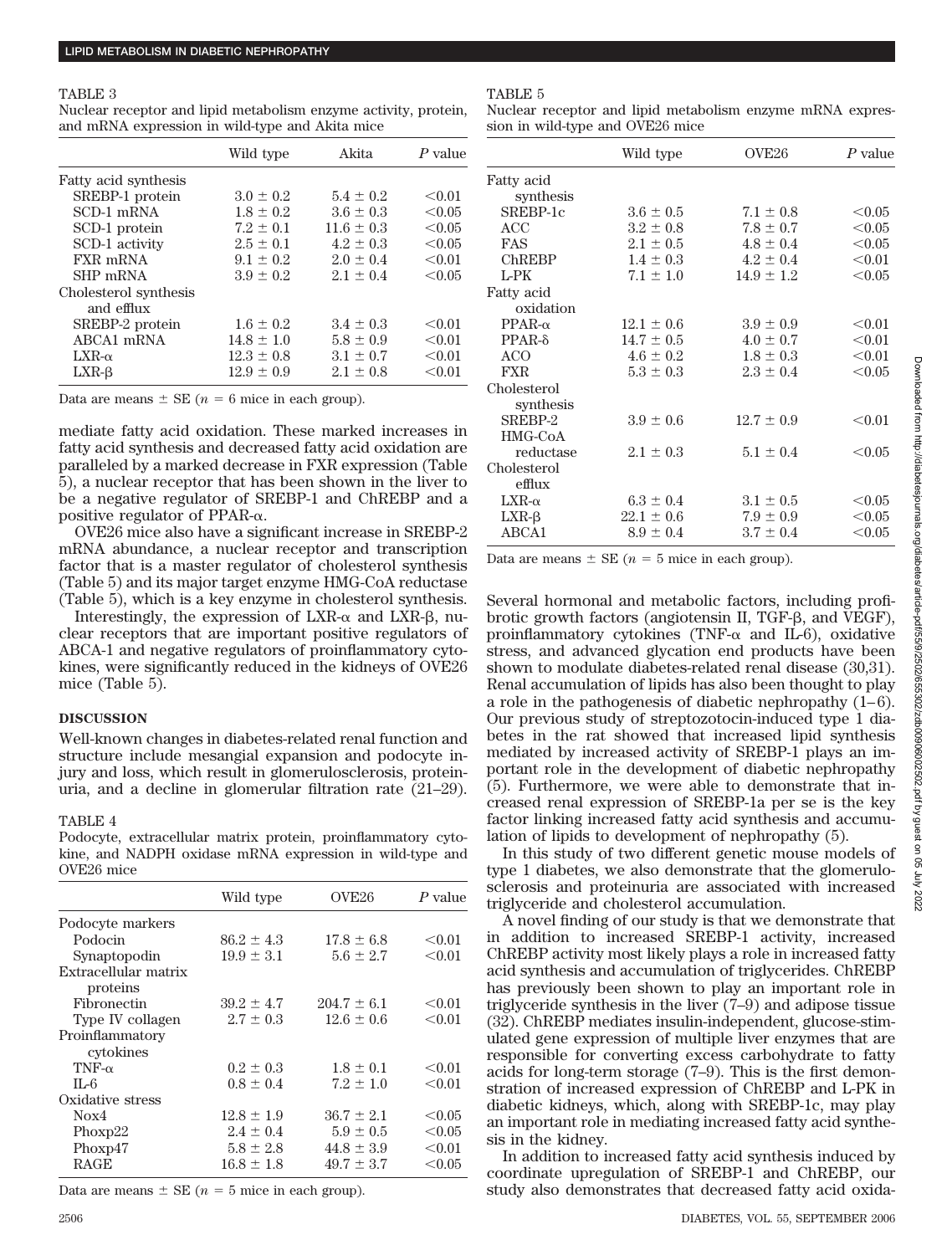TABLE 3

Nuclear receptor and lipid metabolism enzyme activity, protein, and mRNA expression in wild-type and Akita mice

| | Wild type | Akita | *P* value |
|---|---|---|---|
| Fatty acid synthesis | | | |
| SREBP-1 protein | 3.0 ± 0.2 | 5.4 ± 0.2 | <0.01 |
| SCD-1 mRNA | 1.8 ± 0.2 | 3.6 ± 0.3 | <0.05 |
| SCD-1 protein | 7.2 ± 0.1 | 11.6 ± 0.3 | <0.05 |
| SCD-1 activity | 2.5 ± 0.1 | 4.2 ± 0.3 | <0.05 |
| FXR mRNA | 9.1 ± 0.2 | 2.0 ± 0.4 | <0.01 |
| SHP mRNA | 3.9 ± 0.2 | 2.1 ± 0.4 | <0.05 |
| Cholesterol synthesis and efflux | | | |
| SREBP-2 protein | 1.6 ± 0.2 | 3.4 ± 0.3 | <0.01 |
| ABCA1 mRNA | 14.8 ± 1.0 | 5.8 ± 0.9 | <0.01 |
| LXR-α | 12.3 ± 0.8 | 3.1 ± 0.7 | <0.01 |
| LXR-β | 12.9 ± 0.9 | 2.1 ± 0.8 | <0.01 |

Data are means ± SE ($n$ = 6 mice in each group).

mediate fatty acid oxidation. These marked increases in fatty acid synthesis and decreased fatty acid oxidation are paralleled by a marked decrease in FXR expression (Table 5), a nuclear receptor that has been shown in the liver to be a negative regulator of SREBP-1 and ChREBP and a positive regulator of PPAR-α.

OVE26 mice also have a significant increase in SREBP-2 mRNA abundance, a nuclear receptor and transcription factor that is a master regulator of cholesterol synthesis (Table 5) and its major target enzyme HMG-CoA reductase (Table 5), which is a key enzyme in cholesterol synthesis.

Interestingly, the expression of LXR-α and LXR-β, nuclear receptors that are important positive regulators of ABCA-1 and negative regulators of proinflammatory cytokines, were significantly reduced in the kidneys of OVE26 mice (Table 5).

## DISCUSSION

Well-known changes in diabetes-related renal function and structure include mesangial expansion and podocyte injury and loss, which result in glomerulosclerosis, proteinuria, and a decline in glomerular filtration rate (21–29).

TABLE 4

Podocyte, extracellular matrix protein, proinflammatory cytokine, and NADPH oxidase mRNA expression in wild-type and OVE26 mice

| | Wild type | OVE26 | *P* value |
|---|---|---|---|
| Podocyte markers | | | |
| Podocin | 86.2 ± 4.3 | 17.8 ± 6.8 | <0.01 |
| Synaptopodin | 19.9 ± 3.1 | 5.6 ± 2.7 | <0.01 |
| Extracellular matrix proteins | | | |
| Fibronectin | 39.2 ± 4.7 | 204.7 ± 6.1 | <0.01 |
| Type IV collagen | 2.7 ± 0.3 | 12.6 ± 0.6 | <0.01 |
| Proinflammatory cytokines | | | |
| TNF-α | 0.2 ± 0.3 | 1.8 ± 0.1 | <0.01 |
| IL-6 | 0.8 ± 0.4 | 7.2 ± 1.0 | <0.01 |
| Oxidative stress | | | |
| Nox4 | 12.8 ± 1.9 | 36.7 ± 2.1 | <0.05 |
| Phoxp22 | 2.4 ± 0.4 | 5.9 ± 0.5 | <0.05 |
| Phoxp47 | 5.8 ± 2.8 | 44.8 ± 3.9 | <0.01 |
| RAGE | 16.8 ± 1.8 | 49.7 ± 3.7 | <0.05 |

Data are means ± SE ($n$ = 5 mice in each group).

TABLE 5

Nuclear receptor and lipid metabolism enzyme mRNA expression in wild-type and OVE26 mice

| | Wild type | OVE26 | *P* value |
|---|---|---|---|
| Fatty acid synthesis | | | |
| SREBP-1c | 3.6 ± 0.5 | 7.1 ± 0.8 | <0.05 |
| ACC | 3.2 ± 0.8 | 7.8 ± 0.7 | <0.05 |
| FAS | 2.1 ± 0.5 | 4.8 ± 0.4 | <0.05 |
| ChREBP | 1.4 ± 0.3 | 4.2 ± 0.4 | <0.01 |
| L-PK | 7.1 ± 1.0 | 14.9 ± 1.2 | <0.05 |
| Fatty acid oxidation | | | |
| PPAR-α | 12.1 ± 0.6 | 3.9 ± 0.9 | <0.01 |
| PPAR-δ | 14.7 ± 0.5 | 4.0 ± 0.7 | <0.01 |
| ACO | 4.6 ± 0.2 | 1.8 ± 0.3 | <0.01 |
| FXR | 5.3 ± 0.3 | 2.3 ± 0.4 | <0.05 |
| Cholesterol synthesis | | | |
| SREBP-2 | 3.9 ± 0.6 | 12.7 ± 0.9 | <0.01 |
| HMG-CoA reductase | 2.1 ± 0.3 | 5.1 ± 0.4 | <0.05 |
| Cholesterol efflux | | | |
| LXR-α | 6.3 ± 0.4 | 3.1 ± 0.5 | <0.05 |
| LXR-β | 22.1 ± 0.6 | 7.9 ± 0.9 | <0.05 |
| ABCA1 | 8.9 ± 0.4 | 3.7 ± 0.4 | <0.05 |

Data are means ± SE ($n$ = 5 mice in each group).

Several hormonal and metabolic factors, including profibrotic growth factors (angiotensin II, TGF-β, and VEGF), proinflammatory cytokines (TNF-α and IL-6), oxidative stress, and advanced glycation end products have been shown to modulate diabetes-related renal disease (30,31). Renal accumulation of lipids has also been thought to play a role in the pathogenesis of diabetic nephropathy (1–6). Our previous study of streptozotocin-induced type 1 diabetes in the rat showed that increased lipid synthesis mediated by increased activity of SREBP-1 plays an important role in the development of diabetic nephropathy (5). Furthermore, we were able to demonstrate that increased renal expression of SREBP-1a per se is the key factor linking increased fatty acid synthesis and accumulation of lipids to development of nephropathy (5).

In this study of two different genetic mouse models of type 1 diabetes, we also demonstrate that the glomerulosclerosis and proteinuria are associated with increased triglyceride and cholesterol accumulation.

A novel finding of our study is that we demonstrate that in addition to increased SREBP-1 activity, increased ChREBP activity most likely plays a role in increased fatty acid synthesis and accumulation of triglycerides. ChREBP has previously been shown to play an important role in triglyceride synthesis in the liver (7–9) and adipose tissue (32). ChREBP mediates insulin-independent, glucose-stimulated gene expression of multiple liver enzymes that are responsible for converting excess carbohydrate to fatty acids for long-term storage (7–9). This is the first demonstration of increased expression of ChREBP and L-PK in diabetic kidneys, which, along with SREBP-1c, may play an important role in mediating increased fatty acid synthesis in the kidney.

In addition to increased fatty acid synthesis induced by coordinate upregulation of SREBP-1 and ChREBP, our study also demonstrates that decreased fatty acid oxida-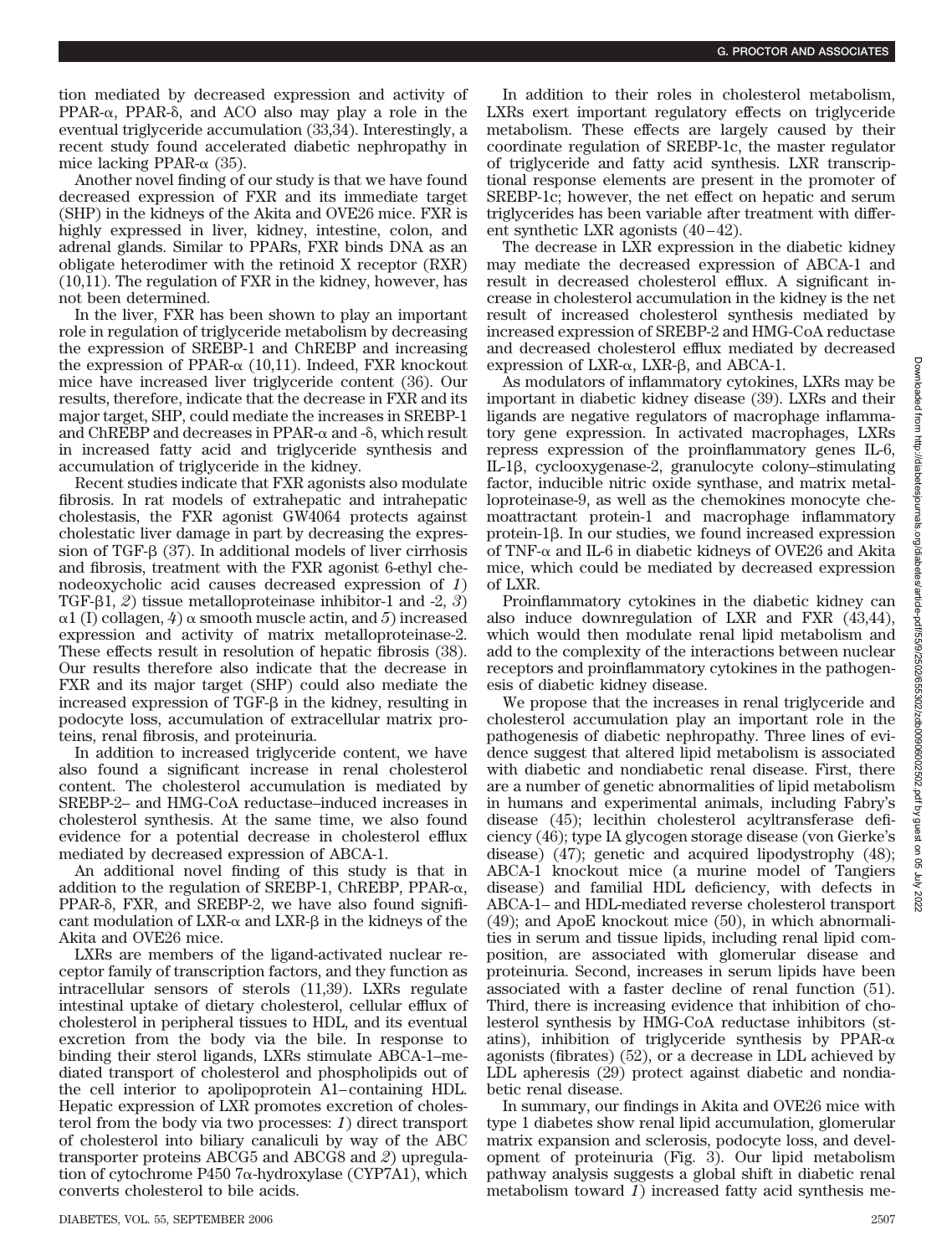tion mediated by decreased expression and activity of PPAR-α, PPAR-δ, and ACO also may play a role in the eventual triglyceride accumulation (33,34). Interestingly, a recent study found accelerated diabetic nephropathy in mice lacking PPAR-α (35).

Another novel finding of our study is that we have found decreased expression of FXR and its immediate target (SHP) in the kidneys of the Akita and OVE26 mice. FXR is highly expressed in liver, kidney, intestine, colon, and adrenal glands. Similar to PPARs, FXR binds DNA as an obligate heterodimer with the retinoid X receptor (RXR) (10,11). The regulation of FXR in the kidney, however, has not been determined.

In the liver, FXR has been shown to play an important role in regulation of triglyceride metabolism by decreasing the expression of SREBP-1 and ChREBP and increasing the expression of PPAR-α (10,11). Indeed, FXR knockout mice have increased liver triglyceride content (36). Our results, therefore, indicate that the decrease in FXR and its major target, SHP, could mediate the increases in SREBP-1 and ChREBP and decreases in PPAR-α and -δ, which result in increased fatty acid and triglyceride synthesis and accumulation of triglyceride in the kidney.

Recent studies indicate that FXR agonists also modulate fibrosis. In rat models of extrahepatic and intrahepatic cholestasis, the FXR agonist GW4064 protects against cholestatic liver damage in part by decreasing the expression of TGF-β (37). In additional models of liver cirrhosis and fibrosis, treatment with the FXR agonist 6-ethyl chenodeoxycholic acid causes decreased expression of *1*) TGF-β1, *2*) tissue metalloproteinase inhibitor-1 and -2, *3*) α1 (I) collagen, *4*) α smooth muscle actin, and *5*) increased expression and activity of matrix metalloproteinase-2. These effects result in resolution of hepatic fibrosis (38). Our results therefore also indicate that the decrease in FXR and its major target (SHP) could also mediate the increased expression of TGF-β in the kidney, resulting in podocyte loss, accumulation of extracellular matrix proteins, renal fibrosis, and proteinuria.

In addition to increased triglyceride content, we have also found a significant increase in renal cholesterol content. The cholesterol accumulation is mediated by SREBP-2– and HMG-CoA reductase–induced increases in cholesterol synthesis. At the same time, we also found evidence for a potential decrease in cholesterol efflux mediated by decreased expression of ABCA-1.

An additional novel finding of this study is that in addition to the regulation of SREBP-1, ChREBP, PPAR-α, PPAR-δ, FXR, and SREBP-2, we have also found significant modulation of LXR-α and LXR-β in the kidneys of the Akita and OVE26 mice.

LXRs are members of the ligand-activated nuclear receptor family of transcription factors, and they function as intracellular sensors of sterols (11,39). LXRs regulate intestinal uptake of dietary cholesterol, cellular efflux of cholesterol in peripheral tissues to HDL, and its eventual excretion from the body via the bile. In response to binding their sterol ligands, LXRs stimulate ABCA-1–mediated transport of cholesterol and phospholipids out of the cell interior to apolipoprotein A1–containing HDL. Hepatic expression of LXR promotes excretion of cholesterol from the body via two processes: *1*) direct transport of cholesterol into biliary canaliculi by way of the ABC transporter proteins ABCG5 and ABCG8 and *2*) upregulation of cytochrome P450 7α-hydroxylase (CYP7A1), which converts cholesterol to bile acids.

In addition to their roles in cholesterol metabolism, LXRs exert important regulatory effects on triglyceride metabolism. These effects are largely caused by their coordinate regulation of SREBP-1c, the master regulator of triglyceride and fatty acid synthesis. LXR transcriptional response elements are present in the promoter of SREBP-1c; however, the net effect on hepatic and serum triglycerides has been variable after treatment with different synthetic LXR agonists (40–42).

The decrease in LXR expression in the diabetic kidney may mediate the decreased expression of ABCA-1 and result in decreased cholesterol efflux. A significant increase in cholesterol accumulation in the kidney is the net result of increased cholesterol synthesis mediated by increased expression of SREBP-2 and HMG-CoA reductase and decreased cholesterol efflux mediated by decreased expression of LXR-α, LXR-β, and ABCA-1.

As modulators of inflammatory cytokines, LXRs may be important in diabetic kidney disease (39). LXRs and their ligands are negative regulators of macrophage inflammatory gene expression. In activated macrophages, LXRs repress expression of the proinflammatory genes IL-6, IL-1β, cyclooxygenase-2, granulocyte colony–stimulating factor, inducible nitric oxide synthase, and matrix metalloproteinase-9, as well as the chemokines monocyte chemoattractant protein-1 and macrophage inflammatory protein-1β. In our studies, we found increased expression of TNF-α and IL-6 in diabetic kidneys of OVE26 and Akita mice, which could be mediated by decreased expression of LXR.

Proinflammatory cytokines in the diabetic kidney can also induce downregulation of LXR and FXR (43,44), which would then modulate renal lipid metabolism and add to the complexity of the interactions between nuclear receptors and proinflammatory cytokines in the pathogenesis of diabetic kidney disease.

We propose that the increases in renal triglyceride and cholesterol accumulation play an important role in the pathogenesis of diabetic nephropathy. Three lines of evidence suggest that altered lipid metabolism is associated with diabetic and nondiabetic renal disease. First, there are a number of genetic abnormalities of lipid metabolism in humans and experimental animals, including Fabry's disease (45); lecithin cholesterol acyltransferase deficiency (46); type IA glycogen storage disease (von Gierke's disease) (47); genetic and acquired lipodystrophy (48); ABCA-1 knockout mice (a murine model of Tangiers disease) and familial HDL deficiency, with defects in ABCA-1– and HDL-mediated reverse cholesterol transport (49); and ApoE knockout mice (50), in which abnormalities in serum and tissue lipids, including renal lipid composition, are associated with glomerular disease and proteinuria. Second, increases in serum lipids have been associated with a faster decline of renal function (51). Third, there is increasing evidence that inhibition of cholesterol synthesis by HMG-CoA reductase inhibitors (statins), inhibition of triglyceride synthesis by PPAR-α agonists (fibrates) (52), or a decrease in LDL achieved by LDL apheresis (29) protect against diabetic and nondiabetic renal disease.

In summary, our findings in Akita and OVE26 mice with type 1 diabetes show renal lipid accumulation, glomerular matrix expansion and sclerosis, podocyte loss, and development of proteinuria (Fig. 3). Our lipid metabolism pathway analysis suggests a global shift in diabetic renal metabolism toward *1*) increased fatty acid synthesis me-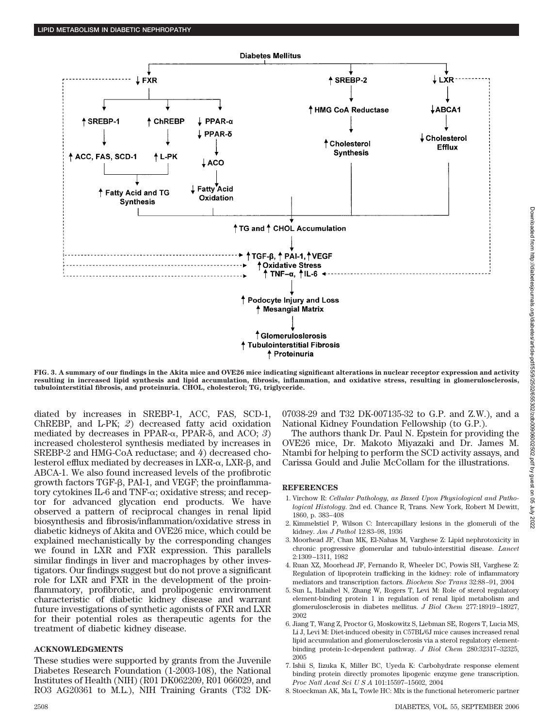FIG. 3. A summary of our findings in the Akita mice and OVE26 mice indicating significant alterations in nuclear receptor expression and activity resulting in increased lipid synthesis and lipid accumulation, fibrosis, inflammation, and oxidative stress, resulting in glomerulosclerosis, tubulointerstitial fibrosis, and proteinuria. CHOL, cholesterol; TG, triglyceride.

diated by increases in SREBP-1, ACC, FAS, SCD-1, ChREBP, and L-PK; *2*) decreased fatty acid oxidation mediated by decreases in PPAR-α, PPAR-δ, and ACO; *3*) increased cholesterol synthesis mediated by increases in SREBP-2 and HMG-CoA reductase; and *4*) decreased cholesterol efflux mediated by decreases in LXR-α, LXR-β, and ABCA-1. We also found increased levels of the profibrotic growth factors TGF-β, PAI-1, and VEGF; the proinflammatory cytokines IL-6 and TNF-α; oxidative stress; and receptor for advanced glycation end products. We have observed a pattern of reciprocal changes in renal lipid biosynthesis and fibrosis/inflammation/oxidative stress in diabetic kidneys of Akita and OVE26 mice, which could be explained mechanistically by the corresponding changes we found in LXR and FXR expression. This parallels similar findings in liver and macrophages by other investigators. Our findings suggest but do not prove a significant role for LXR and FXR in the development of the proinflammatory, profibrotic, and prolipogenic environment characteristic of diabetic kidney disease and warrant future investigations of synthetic agonists of FXR and LXR for their potential roles as therapeutic agents for the treatment of diabetic kidney disease.

## ACKNOWLEDGMENTS

These studies were supported by grants from the Juvenile Diabetes Research Foundation (1-2003-108), the National Institutes of Health (NIH) (R01 DK062209, R01 066029, and RO3 AG20361 to M.L.), NIH Training Grants (T32 DK-07038-29 and T32 DK-007135-32 to G.P. and Z.W.), and a National Kidney Foundation Fellowship (to G.P.).

The authors thank Dr. Paul N. Epstein for providing the OVE26 mice, Dr. Makoto Miyazaki and Dr. James M. Ntambi for helping to perform the SCD activity assays, and Carissa Gould and Julie McCollam for the illustrations.

## REFERENCES

1. Virchow R: *Cellular Pathology, as Based Upon Physiological and Pathological Histology*. 2nd ed. Chance R, Trans. New York, Robert M Dewitt, 1860, p. 383–408
2. Kimmelstiel P, Wilson C: Intercapillary lesions in the glomeruli of the kidney. *Am J Pathol* 12:83–98, 1936
3. Moorhead JF, Chan MK, El-Nahas M, Varghese Z: Lipid nephrotoxicity in chronic progressive glomerular and tubulo-interstitial disease. *Lancet* 2:1309–1311, 1982
4. Ruan XZ, Moorhead JF, Fernando R, Wheeler DC, Powis SH, Varghese Z: Regulation of lipoprotein trafficking in the kidney: role of inflammatory mediators and transcription factors. *Biochem Soc Trans* 32:88–91, 2004
5. Sun L, Halaihel N, Zhang W, Rogers T, Levi M: Role of sterol regulatory element-binding protein 1 in regulation of renal lipid metabolism and glomerulosclerosis in diabetes mellitus. *J Biol Chem* 277:18919–18927, 2002
6. Jiang T, Wang Z, Proctor G, Moskowitz S, Liebman SE, Rogers T, Lucia MS, Li J, Levi M: Diet-induced obesity in C57BL/6J mice causes increased renal lipid accumulation and glomerulosclerosis via a sterol regulatory element-binding protein-1c-dependent pathway. *J Biol Chem* 280:32317–32325, 2005
7. Ishii S, Iizuka K, Miller BC, Uyeda K: Carbohydrate response element binding protein directly promotes lipogenic enzyme gene transcription. *Proc Natl Acad Sci U S A* 101:15597–15602, 2004
8. Stoeckman AK, Ma L, Towle HC: Mlx is the functional heteromeric partner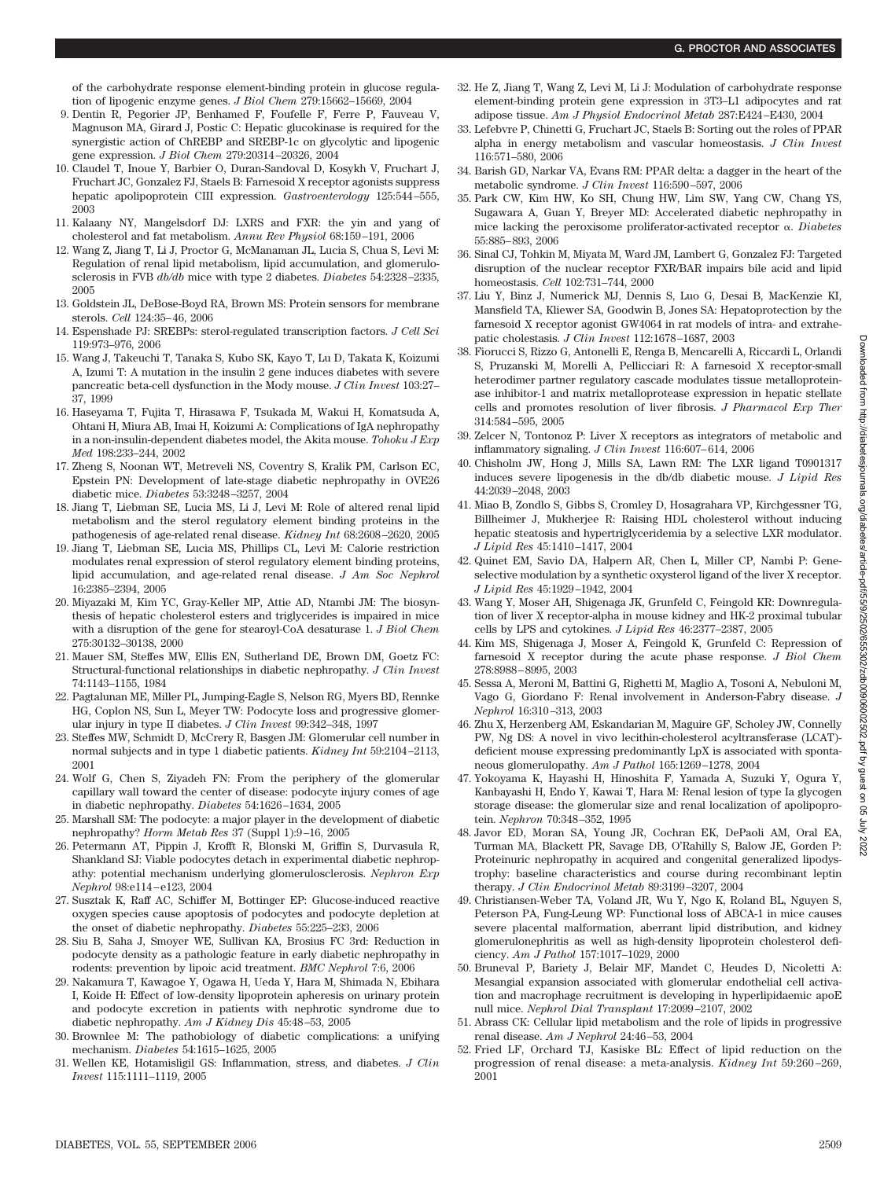of the carbohydrate response element-binding protein in glucose regulation of lipogenic enzyme genes. *J Biol Chem* 279:15662–15669, 2004

9. Dentin R, Pegorier JP, Benhamed F, Foufelle F, Ferre P, Fauveau V, Magnuson MA, Girard J, Postic C: Hepatic glucokinase is required for the synergistic action of ChREBP and SREBP-1c on glycolytic and lipogenic gene expression. *J Biol Chem* 279:20314–20326, 2004
10. Claudel T, Inoue Y, Barbier O, Duran-Sandoval D, Kosykh V, Fruchart J, Fruchart JC, Gonzalez FJ, Staels B: Farnesoid X receptor agonists suppress hepatic apolipoprotein CIII expression. *Gastroenterology* 125:544–555, 2003
11. Kalaany NY, Mangelsdorf DJ: LXRS and FXR: the yin and yang of cholesterol and fat metabolism. *Annu Rev Physiol* 68:159–191, 2006
12. Wang Z, Jiang T, Li J, Proctor G, McManaman JL, Lucia S, Chua S, Levi M: Regulation of renal lipid metabolism, lipid accumulation, and glomerulosclerosis in FVB *db/db* mice with type 2 diabetes. *Diabetes* 54:2328–2335, 2005
13. Goldstein JL, DeBose-Boyd RA, Brown MS: Protein sensors for membrane sterols. *Cell* 124:35–46, 2006
14. Espenshade PJ: SREBPs: sterol-regulated transcription factors. *J Cell Sci* 119:973–976, 2006
15. Wang J, Takeuchi T, Tanaka S, Kubo SK, Kayo T, Lu D, Takata K, Koizumi A, Izumi T: A mutation in the insulin 2 gene induces diabetes with severe pancreatic beta-cell dysfunction in the Mody mouse. *J Clin Invest* 103:27–37, 1999
16. Haseyama T, Fujita T, Hirasawa F, Tsukada M, Wakui H, Komatsuda A, Ohtani H, Miura AB, Imai H, Koizumi A: Complications of IgA nephropathy in a non-insulin-dependent diabetes model, the Akita mouse. *Tohoku J Exp Med* 198:233–244, 2002
17. Zheng S, Noonan WT, Metreveli NS, Coventry S, Kralik PM, Carlson EC, Epstein PN: Development of late-stage diabetic nephropathy in OVE26 diabetic mice. *Diabetes* 53:3248–3257, 2004
18. Jiang T, Liebman SE, Lucia MS, Li J, Levi M: Role of altered renal lipid metabolism and the sterol regulatory element binding proteins in the pathogenesis of age-related renal disease. *Kidney Int* 68:2608–2620, 2005
19. Jiang T, Liebman SE, Lucia MS, Phillips CL, Levi M: Calorie restriction modulates renal expression of sterol regulatory element binding proteins, lipid accumulation, and age-related renal disease. *J Am Soc Nephrol* 16:2385–2394, 2005
20. Miyazaki M, Kim YC, Gray-Keller MP, Attie AD, Ntambi JM: The biosynthesis of hepatic cholesterol esters and triglycerides is impaired in mice with a disruption of the gene for stearoyl-CoA desaturase 1. *J Biol Chem* 275:30132–30138, 2000
21. Mauer SM, Steffes MW, Ellis EN, Sutherland DE, Brown DM, Goetz FC: Structural-functional relationships in diabetic nephropathy. *J Clin Invest* 74:1143–1155, 1984
22. Pagtalunan ME, Miller PL, Jumping-Eagle S, Nelson RG, Myers BD, Rennke HG, Coplon NS, Sun L, Meyer TW: Podocyte loss and progressive glomerular injury in type II diabetes. *J Clin Invest* 99:342–348, 1997
23. Steffes MW, Schmidt D, McCrery R, Basgen JM: Glomerular cell number in normal subjects and in type 1 diabetic patients. *Kidney Int* 59:2104–2113, 2001
24. Wolf G, Chen S, Ziyadeh FN: From the periphery of the glomerular capillary wall toward the center of disease: podocyte injury comes of age in diabetic nephropathy. *Diabetes* 54:1626–1634, 2005
25. Marshall SM: The podocyte: a major player in the development of diabetic nephropathy? *Horm Metab Res* 37 (Suppl 1):9–16, 2005
26. Petermann AT, Pippin J, Krofft R, Blonski M, Griffin S, Durvasula R, Shankland SJ: Viable podocytes detach in experimental diabetic nephropathy: potential mechanism underlying glomerulosclerosis. *Nephron Exp Nephrol* 98:e114–e123, 2004
27. Susztak K, Raff AC, Schiffer M, Bottinger EP: Glucose-induced reactive oxygen species cause apoptosis of podocytes and podocyte depletion at the onset of diabetic nephropathy. *Diabetes* 55:225–233, 2006
28. Siu B, Saha J, Smoyer WE, Sullivan KA, Brosius FC 3rd: Reduction in podocyte density as a pathologic feature in early diabetic nephropathy in rodents: prevention by lipoic acid treatment. *BMC Nephrol* 7:6, 2006
29. Nakamura T, Kawagoe Y, Ogawa H, Ueda Y, Hara M, Shimada N, Ebihara I, Koide H: Effect of low-density lipoprotein apheresis on urinary protein and podocyte excretion in patients with nephrotic syndrome due to diabetic nephropathy. *Am J Kidney Dis* 45:48–53, 2005
30. Brownlee M: The pathobiology of diabetic complications: a unifying mechanism. *Diabetes* 54:1615–1625, 2005
31. Wellen KE, Hotamisligil GS: Inflammation, stress, and diabetes. *J Clin Invest* 115:1111–1119, 2005
32. He Z, Jiang T, Wang Z, Levi M, Li J: Modulation of carbohydrate response element-binding protein gene expression in 3T3–L1 adipocytes and rat adipose tissue. *Am J Physiol Endocrinol Metab* 287:E424–E430, 2004
33. Lefebvre P, Chinetti G, Fruchart JC, Staels B: Sorting out the roles of PPAR alpha in energy metabolism and vascular homeostasis. *J Clin Invest* 116:571–580, 2006
34. Barish GD, Narkar VA, Evans RM: PPAR delta: a dagger in the heart of the metabolic syndrome. *J Clin Invest* 116:590–597, 2006
35. Park CW, Kim HW, Ko SH, Chung HW, Lim SW, Yang CW, Chang YS, Sugawara A, Guan Y, Breyer MD: Accelerated diabetic nephropathy in mice lacking the peroxisome proliferator-activated receptor α. *Diabetes* 55:885–893, 2006
36. Sinal CJ, Tohkin M, Miyata M, Ward JM, Lambert G, Gonzalez FJ: Targeted disruption of the nuclear receptor FXR/BAR impairs bile acid and lipid homeostasis. *Cell* 102:731–744, 2000
37. Liu Y, Binz J, Numerick MJ, Dennis S, Luo G, Desai B, MacKenzie KI, Mansfield TA, Kliewer SA, Goodwin B, Jones SA: Hepatoprotection by the farnesoid X receptor agonist GW4064 in rat models of intra- and extrahepatic cholestasis. *J Clin Invest* 112:1678–1687, 2003
38. Fiorucci S, Rizzo G, Antonelli E, Renga B, Mencarelli A, Riccardi L, Orlandi S, Pruzanski M, Morelli A, Pellicciari R: A farnesoid X receptor-small heterodimer partner regulatory cascade modulates tissue metalloproteinase inhibitor-1 and matrix metalloprotease expression in hepatic stellate cells and promotes resolution of liver fibrosis. *J Pharmacol Exp Ther* 314:584–595, 2005
39. Zelcer N, Tontonoz P: Liver X receptors as integrators of metabolic and inflammatory signaling. *J Clin Invest* 116:607–614, 2006
40. Chisholm JW, Hong J, Mills SA, Lawn RM: The LXR ligand T0901317 induces severe lipogenesis in the db/db diabetic mouse. *J Lipid Res* 44:2039–2048, 2003
41. Miao B, Zondlo S, Gibbs S, Cromley D, Hosagrahara VP, Kirchgessner TG, Billheimer J, Mukherjee R: Raising HDL cholesterol without inducing hepatic steatosis and hypertriglyceridemia by a selective LXR modulator. *J Lipid Res* 45:1410–1417, 2004
42. Quinet EM, Savio DA, Halpern AR, Chen L, Miller CP, Nambi P: Gene-selective modulation by a synthetic oxysterol ligand of the liver X receptor. *J Lipid Res* 45:1929–1942, 2004
43. Wang Y, Moser AH, Shigenaga JK, Grunfeld C, Feingold KR: Downregulation of liver X receptor-alpha in mouse kidney and HK-2 proximal tubular cells by LPS and cytokines. *J Lipid Res* 46:2377–2387, 2005
44. Kim MS, Shigenaga J, Moser A, Feingold K, Grunfeld C: Repression of farnesoid X receptor during the acute phase response. *J Biol Chem* 278:8988–8995, 2003
45. Sessa A, Meroni M, Battini G, Righetti M, Maglio A, Tosoni A, Nebuloni M, Vago G, Giordano F: Renal involvement in Anderson-Fabry disease. *J Nephrol* 16:310–313, 2003
46. Zhu X, Herzenberg AM, Eskandarian M, Maguire GF, Scholey JW, Connelly PW, Ng DS: A novel in vivo lecithin-cholesterol acyltransferase (LCAT)-deficient mouse expressing predominantly LpX is associated with spontaneous glomerulopathy. *Am J Pathol* 165:1269–1278, 2004
47. Yokoyama K, Hayashi H, Hinoshita F, Yamada A, Suzuki Y, Ogura Y, Kanbayashi H, Endo Y, Kawai T, Hara M: Renal lesion of type Ia glycogen storage disease: the glomerular size and renal localization of apolipoprotein. *Nephron* 70:348–352, 1995
48. Javor ED, Moran SA, Young JR, Cochran EK, DePaoli AM, Oral EA, Turman MA, Blackett PR, Savage DB, O'Rahilly S, Balow JE, Gorden P: Proteinuric nephropathy in acquired and congenital generalized lipodystrophy: baseline characteristics and course during recombinant leptin therapy. *J Clin Endocrinol Metab* 89:3199–3207, 2004
49. Christiansen-Weber TA, Voland JR, Wu Y, Ngo K, Roland BL, Nguyen S, Peterson PA, Fung-Leung WP: Functional loss of ABCA-1 in mice causes severe placental malformation, aberrant lipid distribution, and kidney glomerulonephritis as well as high-density lipoprotein cholesterol deficiency. *Am J Pathol* 157:1017–1029, 2000
50. Bruneval P, Bariety J, Belair MF, Mandet C, Heudes D, Nicoletti A: Mesangial expansion associated with glomerular endothelial cell activation and macrophage recruitment is developing in hyperlipidaemic apoE null mice. *Nephrol Dial Transplant* 17:2099–2107, 2002
51. Abrass CK: Cellular lipid metabolism and the role of lipids in progressive renal disease. *Am J Nephrol* 24:46–53, 2004
52. Fried LF, Orchard TJ, Kasiske BL: Effect of lipid reduction on the progression of renal disease: a meta-analysis. *Kidney Int* 59:260–269, 2001